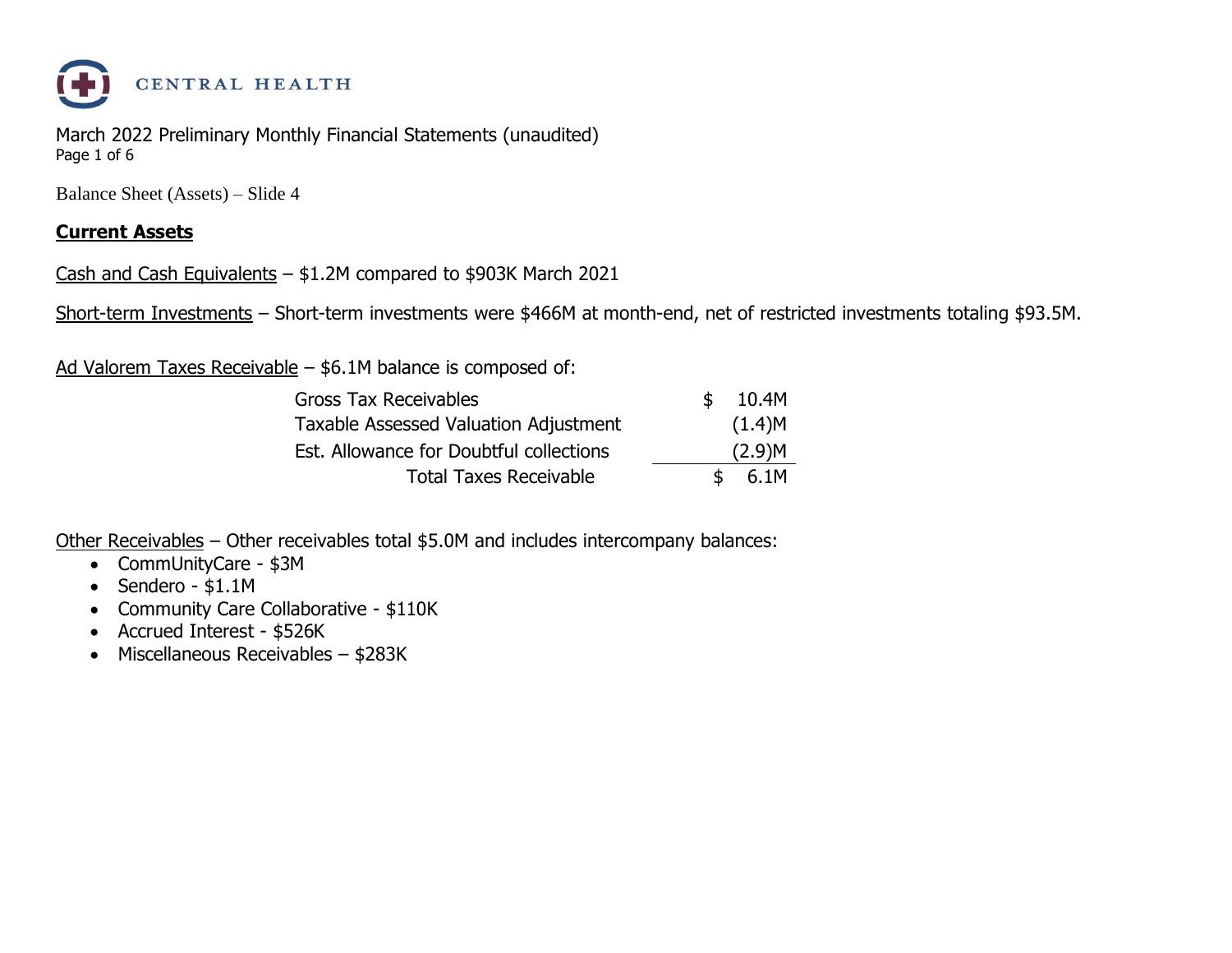CENTRAL HEALTH

March 2022 Preliminary Monthly Financial Statements (unaudited)

Balance Sheet (Assets) – Slide 4

## Current Assets

Cash and Cash Equivalents – $1.2M compared to $903K March 2021

Short-term Investments – Short-term investments were $466M at month-end, net of restricted investments totaling $93.5M.

Ad Valorem Taxes Receivable – $6.1M balance is composed of:

| | |
|---|---|
| Gross Tax Receivables | $ 10.4M |
| Taxable Assessed Valuation Adjustment | (1.4)M |
| Est. Allowance for Doubtful collections | (2.9)M |
| Total Taxes Receivable | $ 6.1M |

Other Receivables – Other receivables total $5.0M and includes intercompany balances:

- CommUnityCare - $3M
- Sendero - $1.1M
- Community Care Collaborative - $110K
- Accrued Interest - $526K
- Miscellaneous Receivables – $283K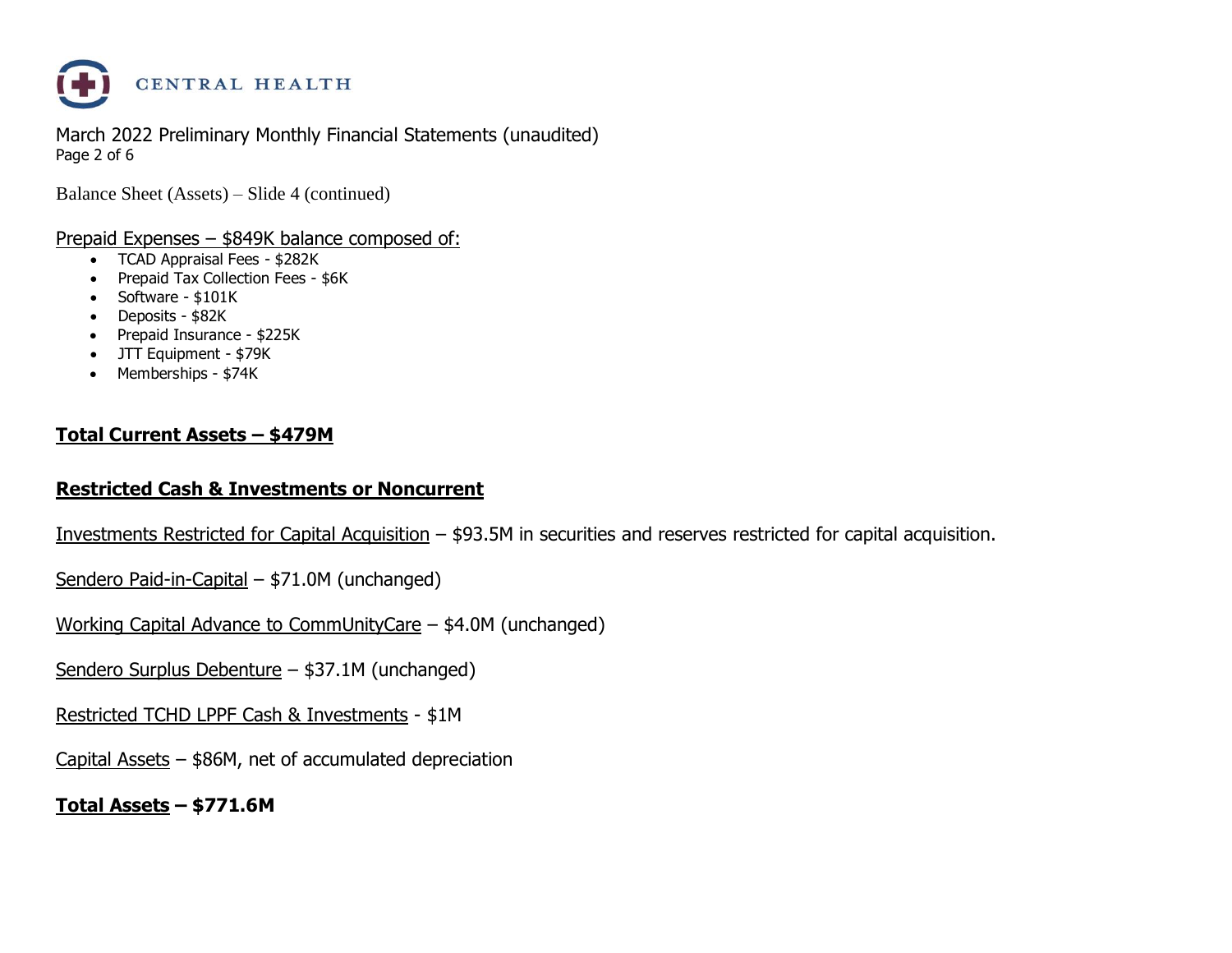March 2022 Preliminary Monthly Financial Statements (unaudited)

Balance Sheet (Assets) – Slide 4 (continued)

Prepaid Expenses – $849K balance composed of:

- TCAD Appraisal Fees - $282K
- Prepaid Tax Collection Fees - $6K
- Software - $101K
- Deposits - $82K
- Prepaid Insurance - $225K
- JTT Equipment - $79K
- Memberships - $74K

**Total Current Assets – $479M**

**Restricted Cash & Investments or Noncurrent**

Investments Restricted for Capital Acquisition – $93.5M in securities and reserves restricted for capital acquisition.

Sendero Paid-in-Capital – $71.0M (unchanged)

Working Capital Advance to CommUnityCare – $4.0M (unchanged)

Sendero Surplus Debenture – $37.1M (unchanged)

Restricted TCHD LPPF Cash & Investments - $1M

Capital Assets – $86M, net of accumulated depreciation

**Total Assets – $771.6M**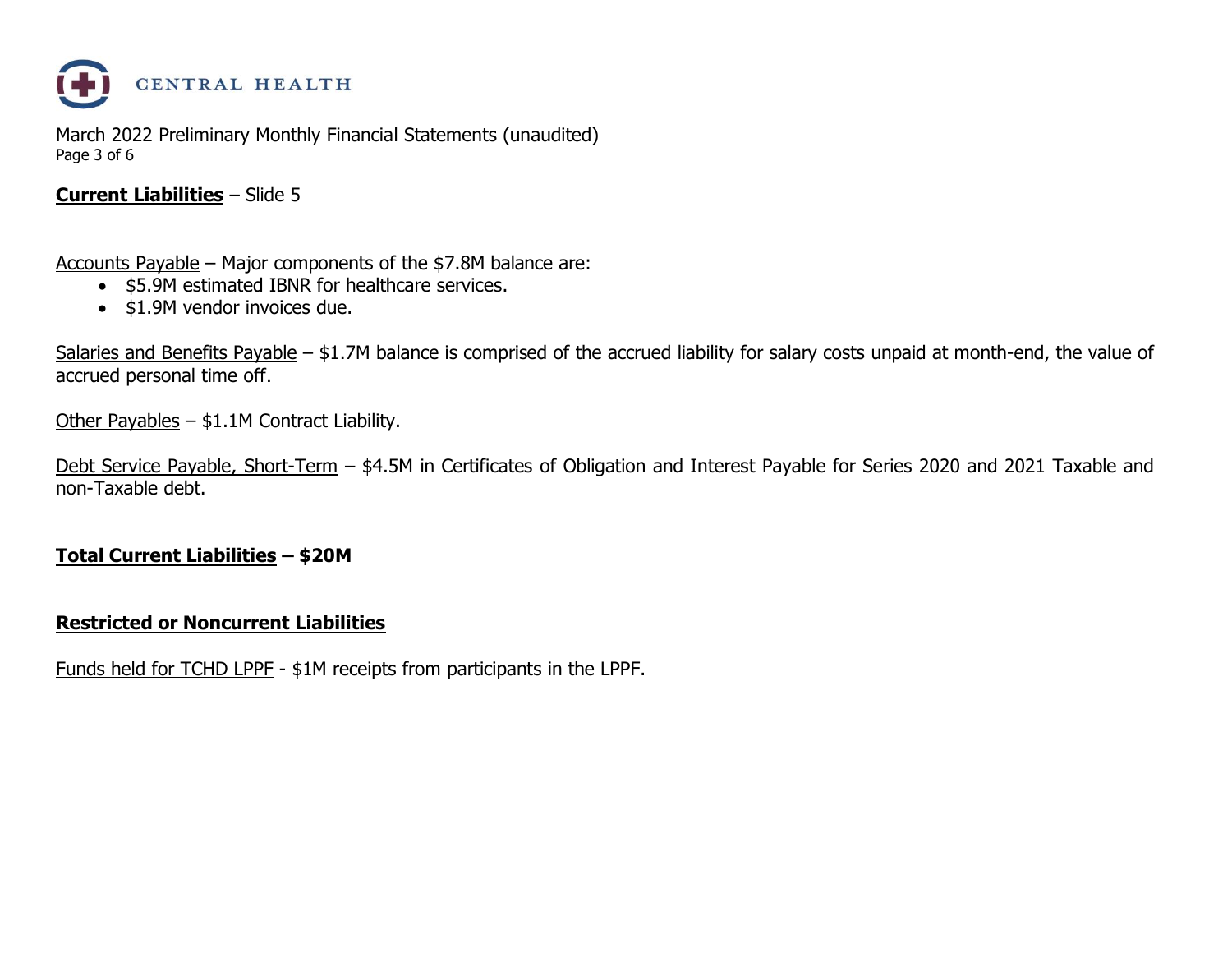CENTRAL HEALTH

March 2022 Preliminary Monthly Financial Statements (unaudited)

**Current Liabilities** – Slide 5

Accounts Payable – Major components of the $7.8M balance are:

- $5.9M estimated IBNR for healthcare services.
- $1.9M vendor invoices due.

Salaries and Benefits Payable – $1.7M balance is comprised of the accrued liability for salary costs unpaid at month-end, the value of accrued personal time off.

Other Payables – $1.1M Contract Liability.

Debt Service Payable, Short-Term – $4.5M in Certificates of Obligation and Interest Payable for Series 2020 and 2021 Taxable and non-Taxable debt.

**Total Current Liabilities – $20M**

**Restricted or Noncurrent Liabilities**

Funds held for TCHD LPPF - $1M receipts from participants in the LPPF.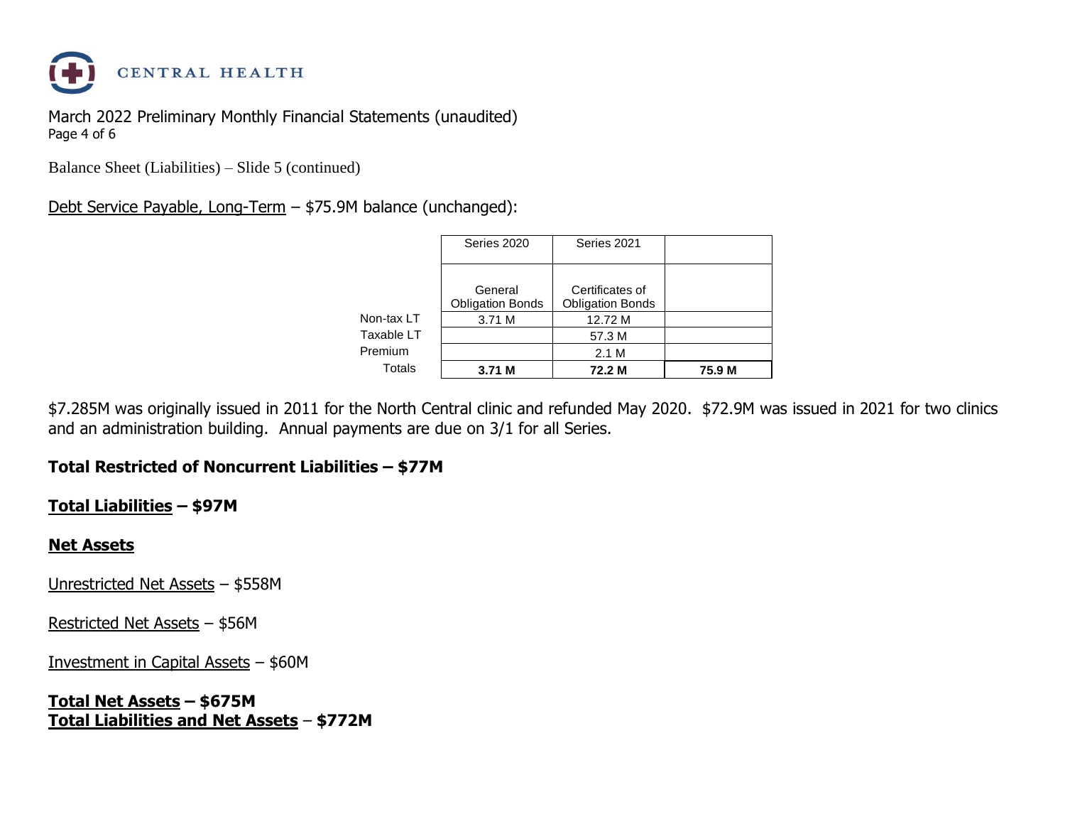March 2022 Preliminary Monthly Financial Statements (unaudited)

Balance Sheet (Liabilities) – Slide 5 (continued)

Debt Service Payable, Long-Term – $75.9M balance (unchanged):

| | Series 2020 | Series 2021 | |
|---|---|---|---|
| | General Obligation Bonds | Certificates of Obligation Bonds | |
| Non-tax LT | 3.71 M | 12.72 M | |
| Taxable LT | | 57.3 M | |
| Premium | | 2.1 M | |
| Totals | **3.71 M** | **72.2 M** | **75.9 M** |

$7.285M was originally issued in 2011 for the North Central clinic and refunded May 2020. $72.9M was issued in 2021 for two clinics and an administration building. Annual payments are due on 3/1 for all Series.

**Total Restricted of Noncurrent Liabilities – $77M**

**Total Liabilities – $97M**

**Net Assets**

Unrestricted Net Assets – $558M

Restricted Net Assets – $56M

Investment in Capital Assets – $60M

**Total Net Assets – $675M**
**Total Liabilities and Net Assets – $772M**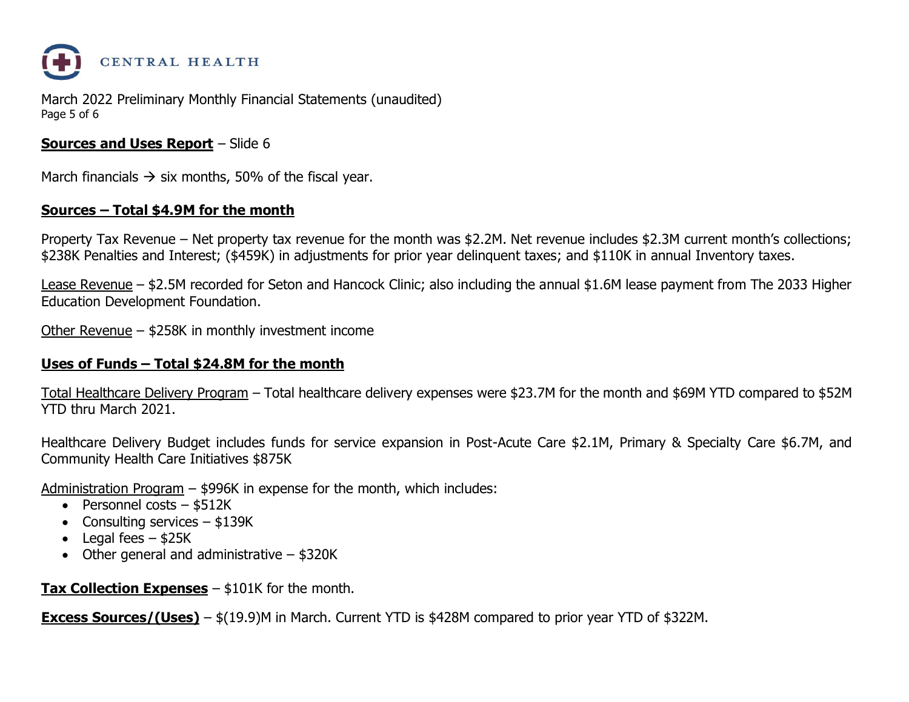March 2022 Preliminary Monthly Financial Statements (unaudited)

**Sources and Uses Report** – Slide 6

March financials → six months, 50% of the fiscal year.

**Sources – Total $4.9M for the month**

Property Tax Revenue – Net property tax revenue for the month was $2.2M. Net revenue includes $2.3M current month's collections; $238K Penalties and Interest; ($459K) in adjustments for prior year delinquent taxes; and $110K in annual Inventory taxes.

Lease Revenue – $2.5M recorded for Seton and Hancock Clinic; also including the annual $1.6M lease payment from The 2033 Higher Education Development Foundation.

Other Revenue – $258K in monthly investment income

**Uses of Funds – Total $24.8M for the month**

Total Healthcare Delivery Program – Total healthcare delivery expenses were $23.7M for the month and $69M YTD compared to $52M YTD thru March 2021.

Healthcare Delivery Budget includes funds for service expansion in Post-Acute Care $2.1M, Primary & Specialty Care $6.7M, and Community Health Care Initiatives $875K

Administration Program – $996K in expense for the month, which includes:

- Personnel costs – $512K
- Consulting services – $139K
- Legal fees – $25K
- Other general and administrative – $320K

**Tax Collection Expenses** – $101K for the month.

**Excess Sources/(Uses)** – $(19.9)M in March. Current YTD is $428M compared to prior year YTD of $322M.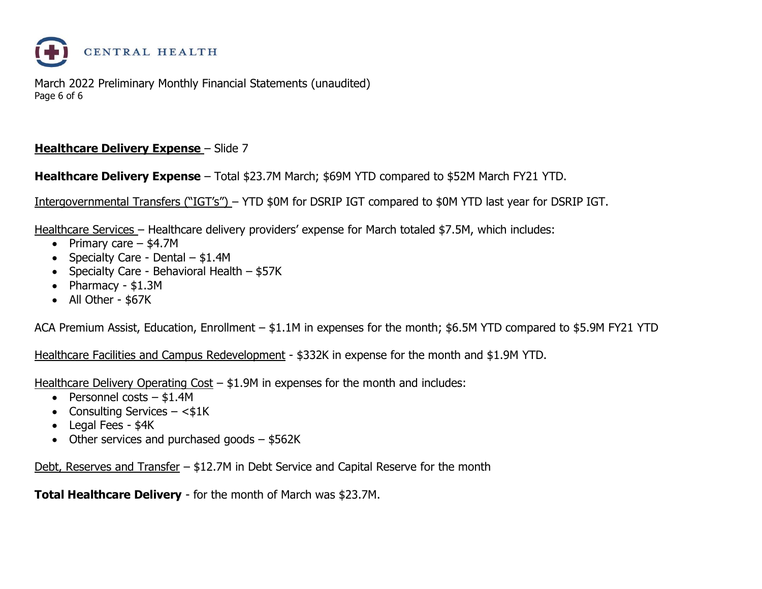**Healthcare Delivery Expense** – Slide 7

**Healthcare Delivery Expense** – Total $23.7M March; $69M YTD compared to $52M March FY21 YTD.

Intergovernmental Transfers ("IGT's") – YTD $0M for DSRIP IGT compared to $0M YTD last year for DSRIP IGT.

Healthcare Services – Healthcare delivery providers' expense for March totaled $7.5M, which includes:

- Primary care – $4.7M
- Specialty Care - Dental – $1.4M
- Specialty Care - Behavioral Health – $57K
- Pharmacy - $1.3M
- All Other - $67K

ACA Premium Assist, Education, Enrollment – $1.1M in expenses for the month; $6.5M YTD compared to $5.9M FY21 YTD

Healthcare Facilities and Campus Redevelopment - $332K in expense for the month and $1.9M YTD.

Healthcare Delivery Operating Cost – $1.9M in expenses for the month and includes:

- Personnel costs – $1.4M
- Consulting Services – <$1K
- Legal Fees - $4K
- Other services and purchased goods – $562K

Debt, Reserves and Transfer – $12.7M in Debt Service and Capital Reserve for the month

**Total Healthcare Delivery** - for the month of March was $23.7M.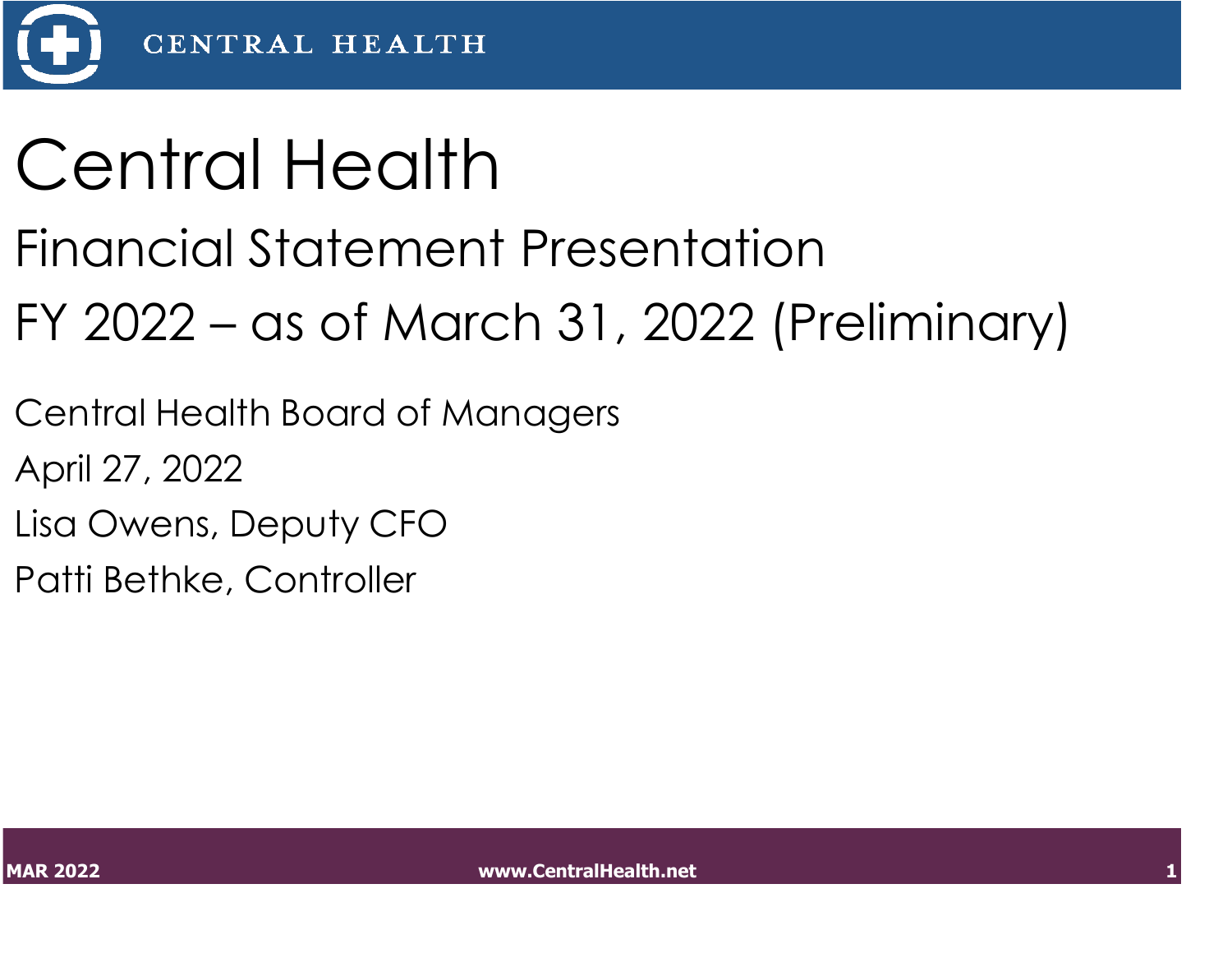# Central Health

## Financial Statement Presentation

## FY 2022 – as of March 31, 2022 (Preliminary)

Central Health Board of Managers

April 27, 2022

Lisa Owens, Deputy CFO

Patti Bethke, Controller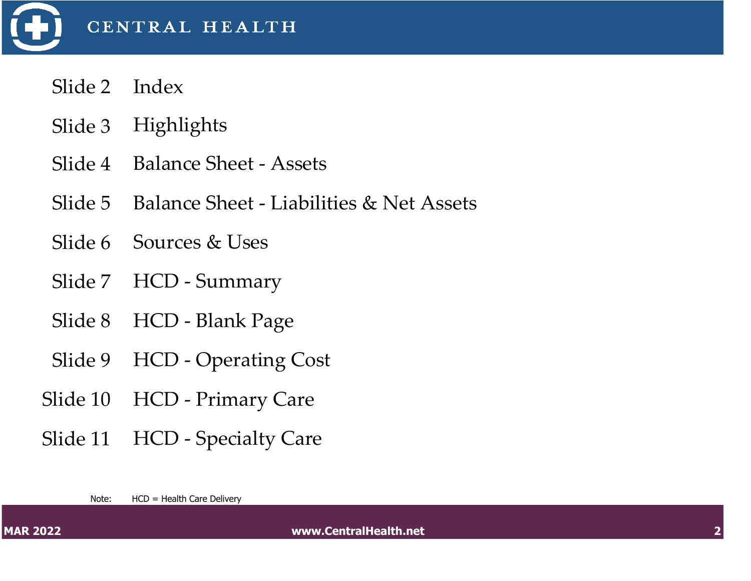# CENTRAL HEALTH

| | |
|---|---|
| Slide 2 | Index |
| Slide 3 | Highlights |
| Slide 4 | Balance Sheet - Assets |
| Slide 5 | Balance Sheet - Liabilities & Net Assets |
| Slide 6 | Sources & Uses |
| Slide 7 | HCD - Summary |
| Slide 8 | HCD - Blank Page |
| Slide 9 | HCD - Operating Cost |
| Slide 10 | HCD - Primary Care |
| Slide 11 | HCD - Specialty Care |

Note: HCD = Health Care Delivery

MAR 2022 www.CentralHealth.net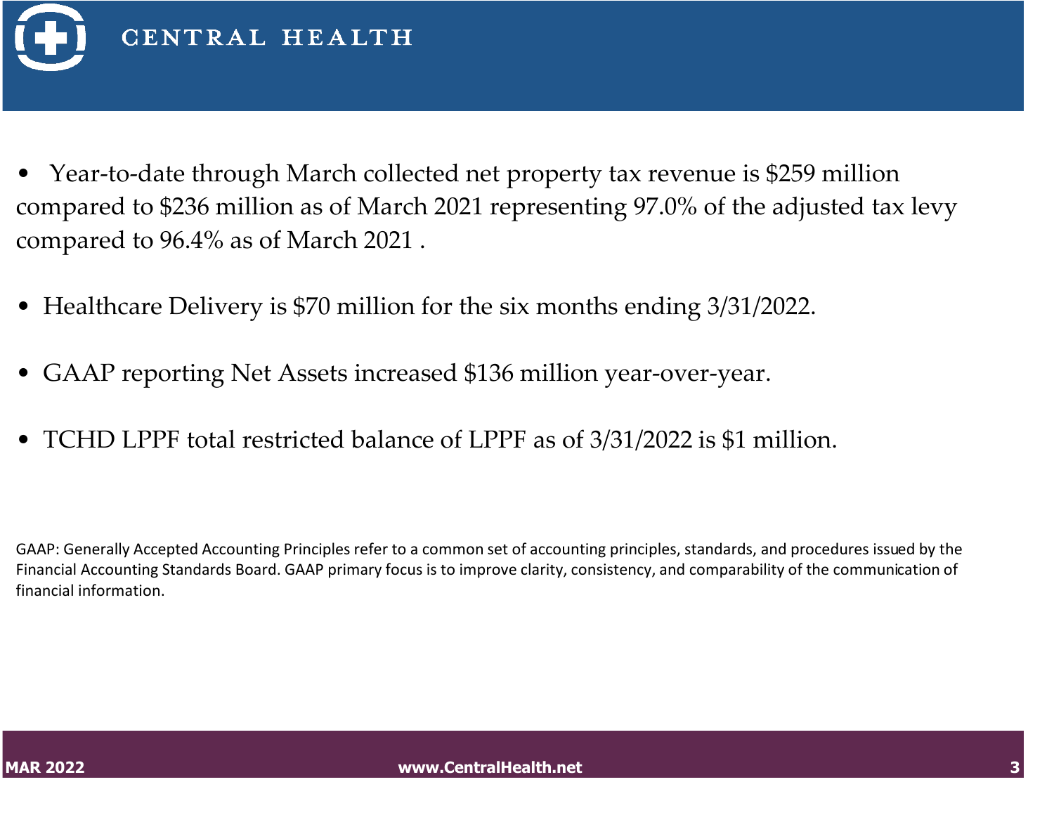- Year-to-date through March collected net property tax revenue is $259 million compared to $236 million as of March 2021 representing 97.0% of the adjusted tax levy compared to 96.4% as of March 2021 .

- Healthcare Delivery is $70 million for the six months ending 3/31/2022.

- GAAP reporting Net Assets increased $136 million year-over-year.

- TCHD LPPF total restricted balance of LPPF as of 3/31/2022 is $1 million.

GAAP: Generally Accepted Accounting Principles refer to a common set of accounting principles, standards, and procedures issued by the Financial Accounting Standards Board. GAAP primary focus is to improve clarity, consistency, and comparability of the communication of financial information.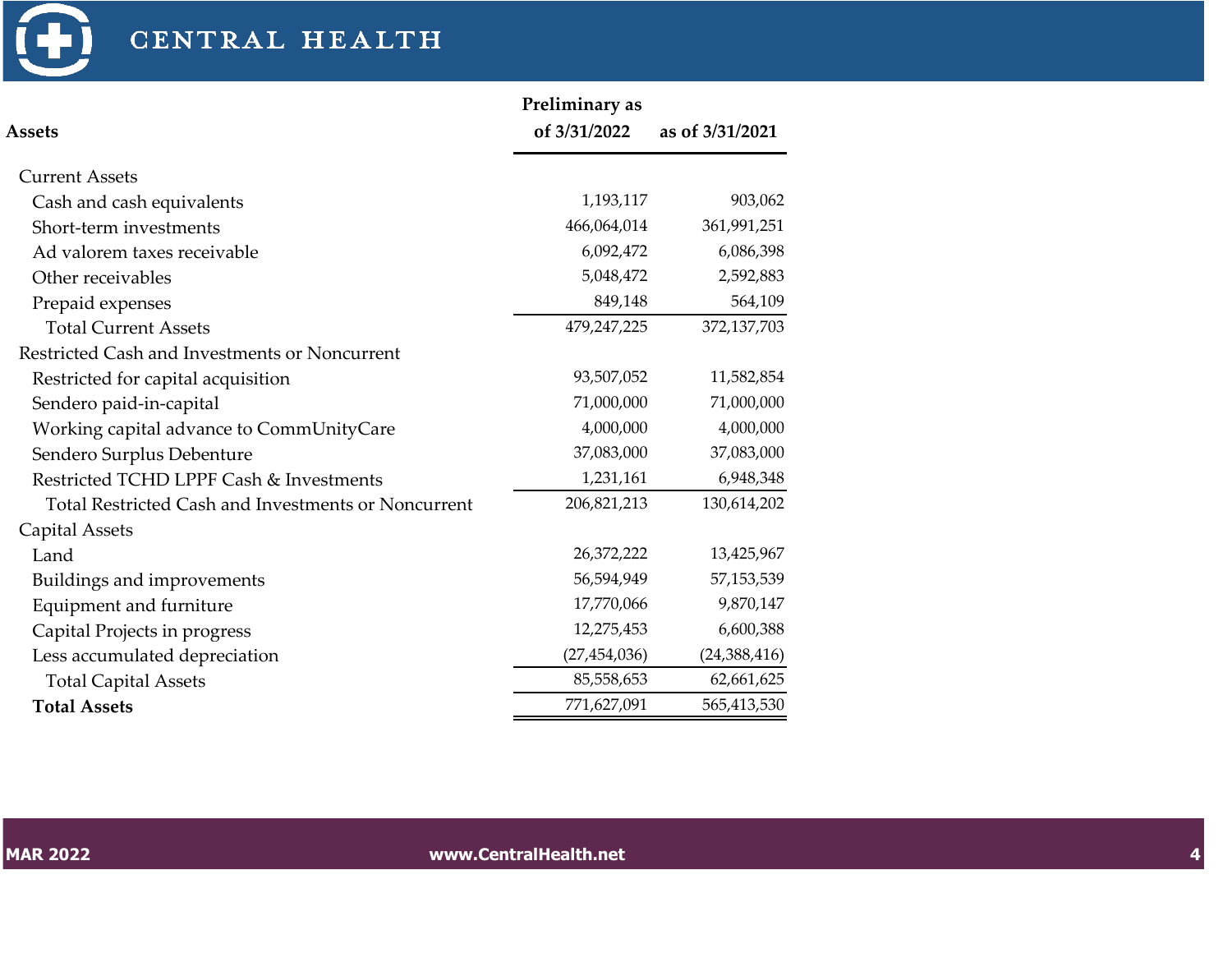| Assets | Preliminary as of 3/31/2022 | as of 3/31/2021 |
|---|---|---|
| Current Assets | | |
| Cash and cash equivalents | 1,193,117 | 903,062 |
| Short-term investments | 466,064,014 | 361,991,251 |
| Ad valorem taxes receivable | 6,092,472 | 6,086,398 |
| Other receivables | 5,048,472 | 2,592,883 |
| Prepaid expenses | 849,148 | 564,109 |
| Total Current Assets | 479,247,225 | 372,137,703 |
| Restricted Cash and Investments or Noncurrent | | |
| Restricted for capital acquisition | 93,507,052 | 11,582,854 |
| Sendero paid-in-capital | 71,000,000 | 71,000,000 |
| Working capital advance to CommUnityCare | 4,000,000 | 4,000,000 |
| Sendero Surplus Debenture | 37,083,000 | 37,083,000 |
| Restricted TCHD LPPF Cash & Investments | 1,231,161 | 6,948,348 |
| Total Restricted Cash and Investments or Noncurrent | 206,821,213 | 130,614,202 |
| Capital Assets | | |
| Land | 26,372,222 | 13,425,967 |
| Buildings and improvements | 56,594,949 | 57,153,539 |
| Equipment and furniture | 17,770,066 | 9,870,147 |
| Capital Projects in progress | 12,275,453 | 6,600,388 |
| Less accumulated depreciation | (27,454,036) | (24,388,416) |
| Total Capital Assets | 85,558,653 | 62,661,625 |
| **Total Assets** | 771,627,091 | 565,413,530 |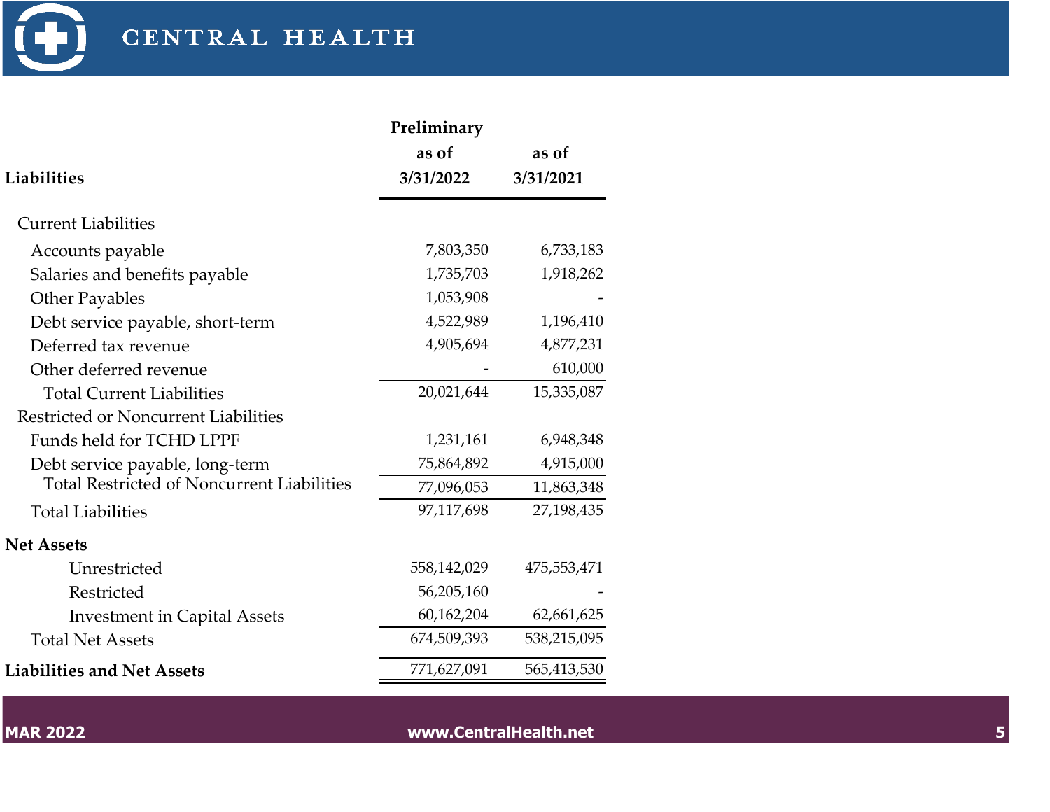| Liabilities | Preliminary as of 3/31/2022 | as of 3/31/2021 |
|---|---|---|
| Current Liabilities | | |
| Accounts payable | 7,803,350 | 6,733,183 |
| Salaries and benefits payable | 1,735,703 | 1,918,262 |
| Other Payables | 1,053,908 | - |
| Debt service payable, short-term | 4,522,989 | 1,196,410 |
| Deferred tax revenue | 4,905,694 | 4,877,231 |
| Other deferred revenue | - | 610,000 |
| Total Current Liabilities | 20,021,644 | 15,335,087 |
| Restricted or Noncurrent Liabilities | | |
| Funds held for TCHD LPPF | 1,231,161 | 6,948,348 |
| Debt service payable, long-term | 75,864,892 | 4,915,000 |
| Total Restricted of Noncurrent Liabilities | 77,096,053 | 11,863,348 |
| Total Liabilities | 97,117,698 | 27,198,435 |
| **Net Assets** | | |
| Unrestricted | 558,142,029 | 475,553,471 |
| Restricted | 56,205,160 | - |
| Investment in Capital Assets | 60,162,204 | 62,661,625 |
| Total Net Assets | 674,509,393 | 538,215,095 |
| **Liabilities and Net Assets** | 771,627,091 | 565,413,530 |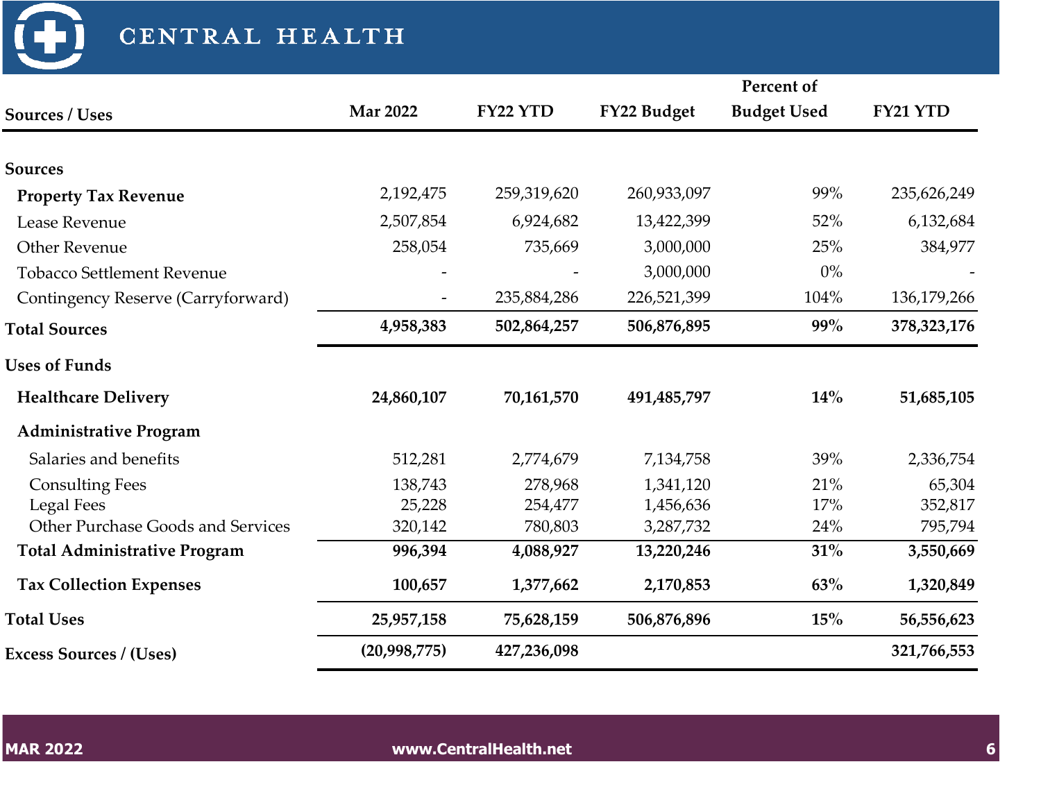# CENTRAL HEALTH

| Sources / Uses | Mar 2022 | FY22 YTD | FY22 Budget | Percent of Budget Used | FY21 YTD |
|---|---|---|---|---|---|
| **Sources** | | | | | |
| **Property Tax Revenue** | 2,192,475 | 259,319,620 | 260,933,097 | 99% | 235,626,249 |
| Lease Revenue | 2,507,854 | 6,924,682 | 13,422,399 | 52% | 6,132,684 |
| Other Revenue | 258,054 | 735,669 | 3,000,000 | 25% | 384,977 |
| Tobacco Settlement Revenue | - | - | 3,000,000 | 0% | - |
| Contingency Reserve (Carryforward) | - | 235,884,286 | 226,521,399 | 104% | 136,179,266 |
| **Total Sources** | **4,958,383** | **502,864,257** | **506,876,895** | **99%** | **378,323,176** |
| **Uses of Funds** | | | | | |
| **Healthcare Delivery** | **24,860,107** | **70,161,570** | **491,485,797** | **14%** | **51,685,105** |
| **Administrative Program** | | | | | |
| Salaries and benefits | 512,281 | 2,774,679 | 7,134,758 | 39% | 2,336,754 |
| Consulting Fees | 138,743 | 278,968 | 1,341,120 | 21% | 65,304 |
| Legal Fees | 25,228 | 254,477 | 1,456,636 | 17% | 352,817 |
| Other Purchase Goods and Services | 320,142 | 780,803 | 3,287,732 | 24% | 795,794 |
| **Total Administrative Program** | **996,394** | **4,088,927** | **13,220,246** | **31%** | **3,550,669** |
| **Tax Collection Expenses** | **100,657** | **1,377,662** | **2,170,853** | **63%** | **1,320,849** |
| **Total Uses** | **25,957,158** | **75,628,159** | **506,876,896** | **15%** | **56,556,623** |
| **Excess Sources / (Uses)** | **(20,998,775)** | **427,236,098** | | | **321,766,553** |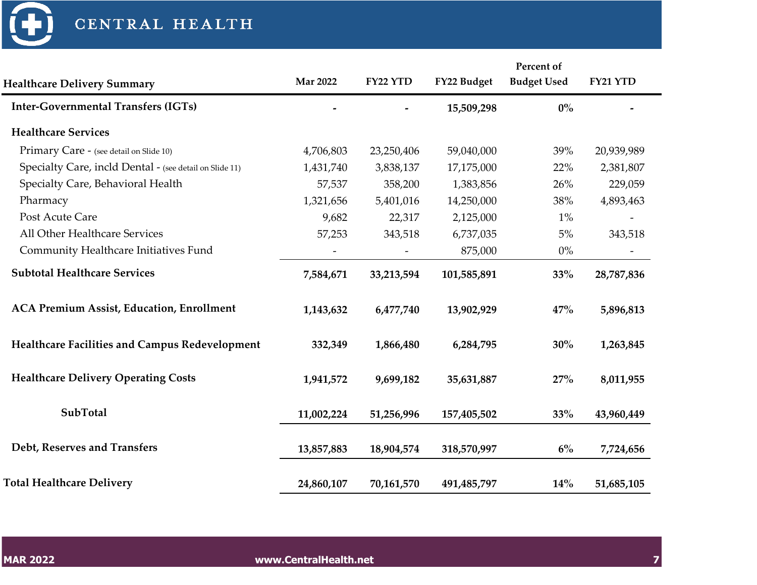# CENTRAL HEALTH

| Healthcare Delivery Summary | Mar 2022 | FY22 YTD | FY22 Budget | Percent of Budget Used | FY21 YTD |
|---|---|---|---|---|---|
| **Inter-Governmental Transfers (IGTs)** | **-** | **-** | **15,509,298** | **0%** | **-** |
| **Healthcare Services** | | | | | |
| Primary Care - (see detail on Slide 10) | 4,706,803 | 23,250,406 | 59,040,000 | 39% | 20,939,989 |
| Specialty Care, incld Dental - (see detail on Slide 11) | 1,431,740 | 3,838,137 | 17,175,000 | 22% | 2,381,807 |
| Specialty Care, Behavioral Health | 57,537 | 358,200 | 1,383,856 | 26% | 229,059 |
| Pharmacy | 1,321,656 | 5,401,016 | 14,250,000 | 38% | 4,893,463 |
| Post Acute Care | 9,682 | 22,317 | 2,125,000 | 1% | - |
| All Other Healthcare Services | 57,253 | 343,518 | 6,737,035 | 5% | 343,518 |
| Community Healthcare Initiatives Fund | - | - | 875,000 | 0% | - |
| **Subtotal Healthcare Services** | **7,584,671** | **33,213,594** | **101,585,891** | **33%** | **28,787,836** |
| **ACA Premium Assist, Education, Enrollment** | **1,143,632** | **6,477,740** | **13,902,929** | **47%** | **5,896,813** |
| **Healthcare Facilities and Campus Redevelopment** | **332,349** | **1,866,480** | **6,284,795** | **30%** | **1,263,845** |
| **Healthcare Delivery Operating Costs** | **1,941,572** | **9,699,182** | **35,631,887** | **27%** | **8,011,955** |
| **SubTotal** | **11,002,224** | **51,256,996** | **157,405,502** | **33%** | **43,960,449** |
| **Debt, Reserves and Transfers** | **13,857,883** | **18,904,574** | **318,570,997** | **6%** | **7,724,656** |
| **Total Healthcare Delivery** | **24,860,107** | **70,161,570** | **491,485,797** | **14%** | **51,685,105** |

MAR 2022 www.CentralHealth.net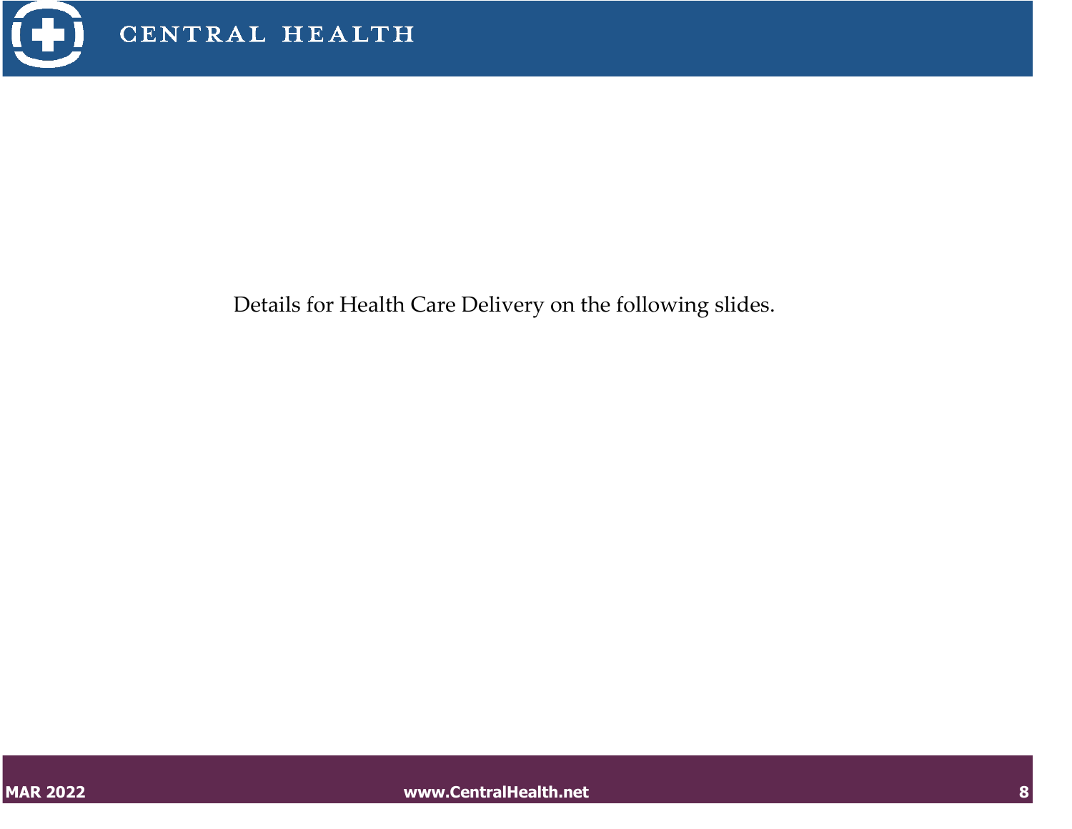Details for Health Care Delivery on the following slides.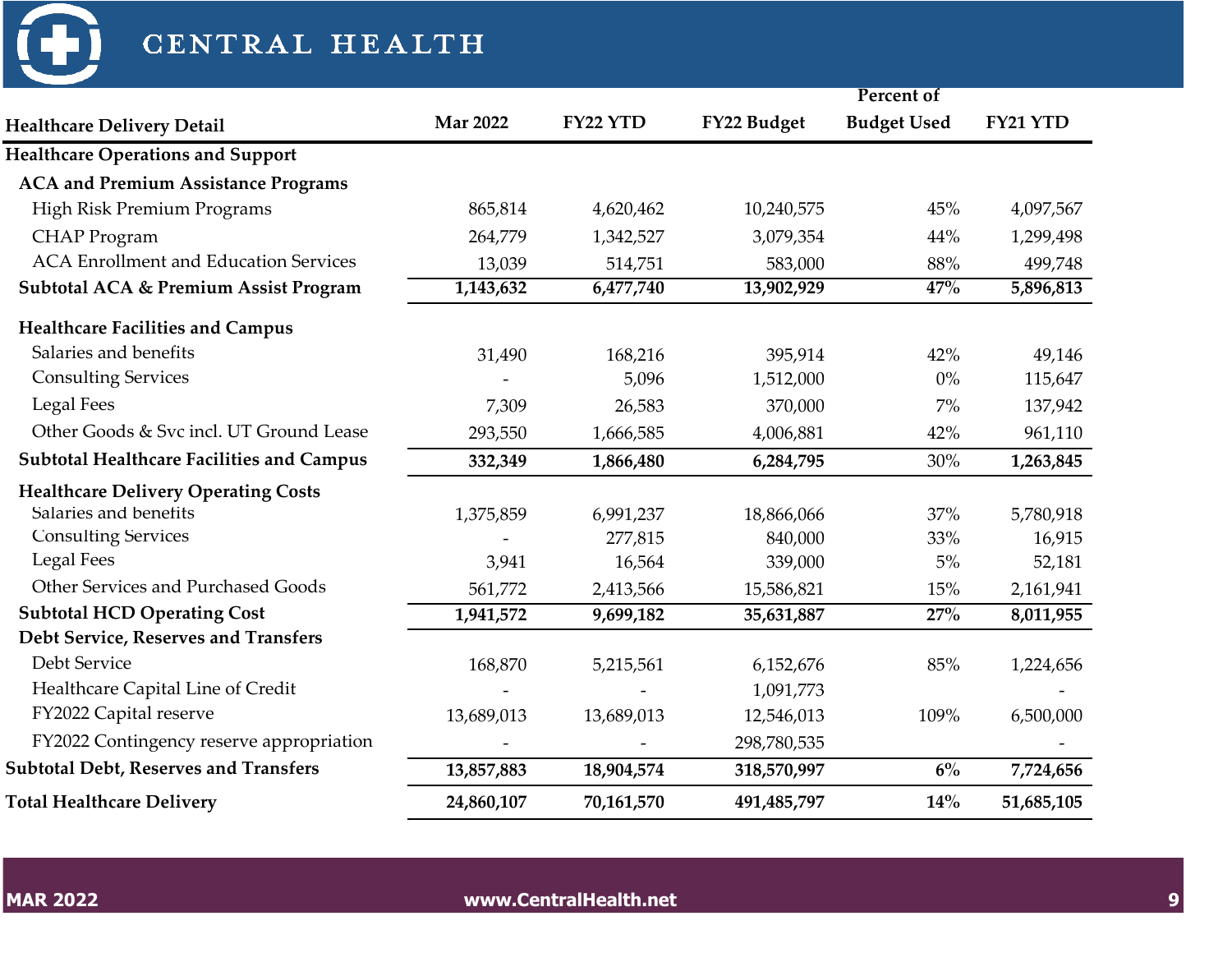# CENTRAL HEALTH

| Healthcare Delivery Detail | Mar 2022 | FY22 YTD | FY22 Budget | Percent of Budget Used | FY21 YTD |
|---|---|---|---|---|---|
| **Healthcare Operations and Support** | | | | | |
| **ACA and Premium Assistance Programs** | | | | | |
| High Risk Premium Programs | 865,814 | 4,620,462 | 10,240,575 | 45% | 4,097,567 |
| CHAP Program | 264,779 | 1,342,527 | 3,079,354 | 44% | 1,299,498 |
| ACA Enrollment and Education Services | 13,039 | 514,751 | 583,000 | 88% | 499,748 |
| **Subtotal ACA & Premium Assist Program** | **1,143,632** | **6,477,740** | **13,902,929** | **47%** | **5,896,813** |
| **Healthcare Facilities and Campus** | | | | | |
| Salaries and benefits | 31,490 | 168,216 | 395,914 | 42% | 49,146 |
| Consulting Services | - | 5,096 | 1,512,000 | 0% | 115,647 |
| Legal Fees | 7,309 | 26,583 | 370,000 | 7% | 137,942 |
| Other Goods & Svc incl. UT Ground Lease | 293,550 | 1,666,585 | 4,006,881 | 42% | 961,110 |
| **Subtotal Healthcare Facilities and Campus** | **332,349** | **1,866,480** | **6,284,795** | 30% | **1,263,845** |
| **Healthcare Delivery Operating Costs** | | | | | |
| Salaries and benefits | 1,375,859 | 6,991,237 | 18,866,066 | 37% | 5,780,918 |
| Consulting Services | - | 277,815 | 840,000 | 33% | 16,915 |
| Legal Fees | 3,941 | 16,564 | 339,000 | 5% | 52,181 |
| Other Services and Purchased Goods | 561,772 | 2,413,566 | 15,586,821 | 15% | 2,161,941 |
| **Subtotal HCD Operating Cost** | **1,941,572** | **9,699,182** | **35,631,887** | **27%** | **8,011,955** |
| **Debt Service, Reserves and Transfers** | | | | | |
| Debt Service | 168,870 | 5,215,561 | 6,152,676 | 85% | 1,224,656 |
| Healthcare Capital Line of Credit | - | - | 1,091,773 | | - |
| FY2022 Capital reserve | 13,689,013 | 13,689,013 | 12,546,013 | 109% | 6,500,000 |
| FY2022 Contingency reserve appropriation | - | - | 298,780,535 | | - |
| **Subtotal Debt, Reserves and Transfers** | **13,857,883** | **18,904,574** | **318,570,997** | **6%** | **7,724,656** |
| **Total Healthcare Delivery** | **24,860,107** | **70,161,570** | **491,485,797** | **14%** | **51,685,105** |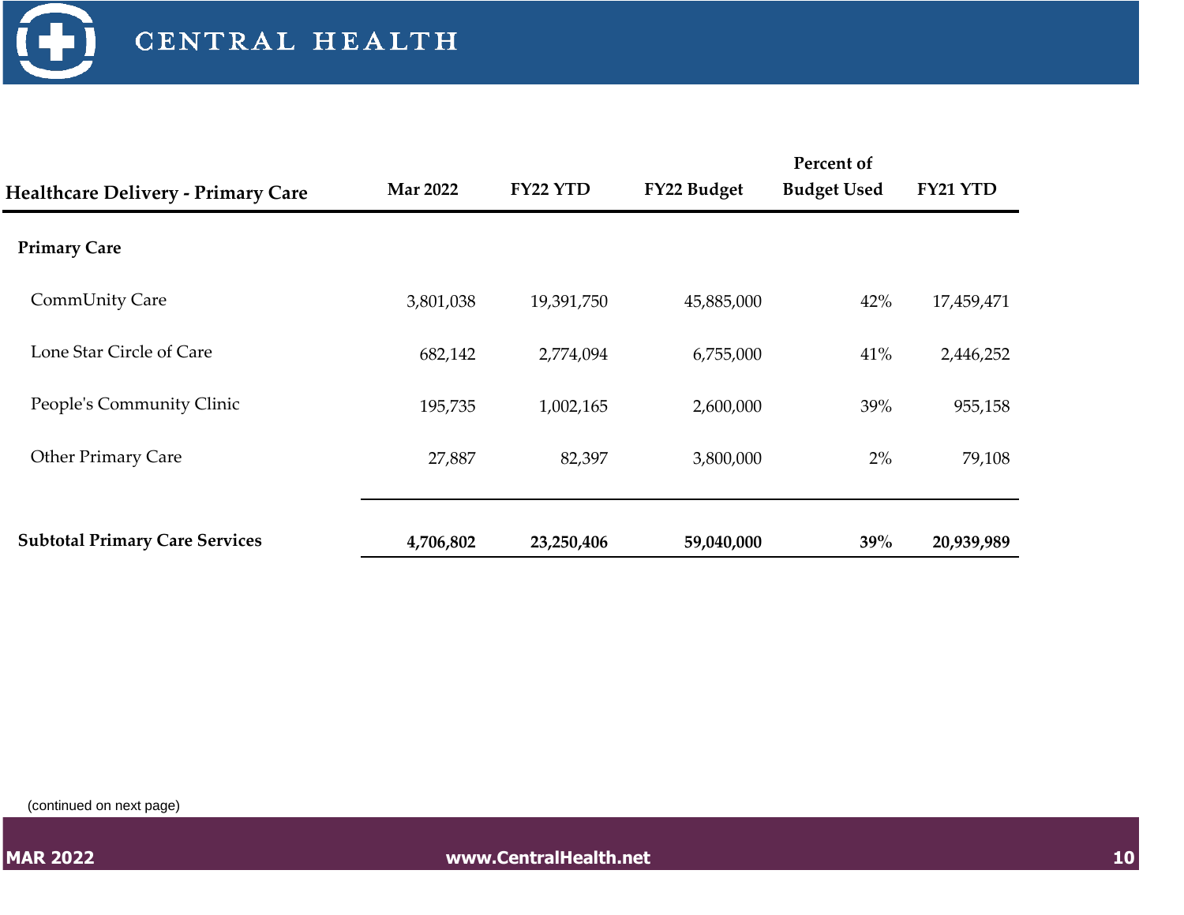| Healthcare Delivery - Primary Care | Mar 2022 | FY22 YTD | FY22 Budget | Percent of Budget Used | FY21 YTD |
|---|---|---|---|---|---|
| **Primary Care** | | | | | |
| CommUnity Care | 3,801,038 | 19,391,750 | 45,885,000 | 42% | 17,459,471 |
| Lone Star Circle of Care | 682,142 | 2,774,094 | 6,755,000 | 41% | 2,446,252 |
| People's Community Clinic | 195,735 | 1,002,165 | 2,600,000 | 39% | 955,158 |
| Other Primary Care | 27,887 | 82,397 | 3,800,000 | 2% | 79,108 |
| **Subtotal Primary Care Services** | **4,706,802** | **23,250,406** | **59,040,000** | **39%** | **20,939,989** |

(continued on next page)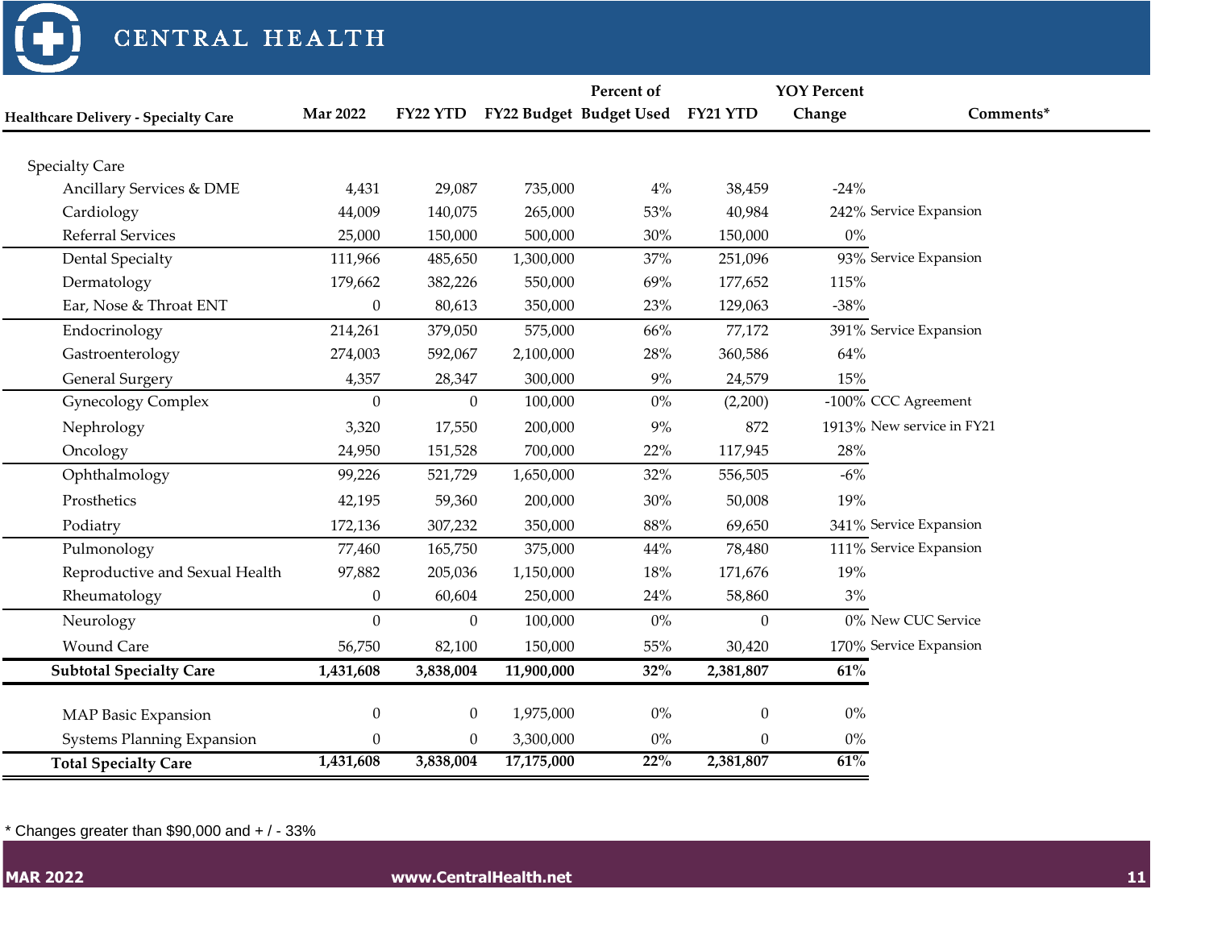| Healthcare Delivery - Specialty Care | Mar 2022 | FY22 YTD | FY22 Budget | Percent of Budget Used | FY21 YTD | YOY Percent Change | Comments* |
|---|---|---|---|---|---|---|---|
| Specialty Care | | | | | | | |
| Ancillary Services & DME | 4,431 | 29,087 | 735,000 | 4% | 38,459 | -24% | |
| Cardiology | 44,009 | 140,075 | 265,000 | 53% | 40,984 | 242% | Service Expansion |
| Referral Services | 25,000 | 150,000 | 500,000 | 30% | 150,000 | 0% | |
| Dental Specialty | 111,966 | 485,650 | 1,300,000 | 37% | 251,096 | 93% | Service Expansion |
| Dermatology | 179,662 | 382,226 | 550,000 | 69% | 177,652 | 115% | |
| Ear, Nose & Throat ENT | 0 | 80,613 | 350,000 | 23% | 129,063 | -38% | |
| Endocrinology | 214,261 | 379,050 | 575,000 | 66% | 77,172 | 391% | Service Expansion |
| Gastroenterology | 274,003 | 592,067 | 2,100,000 | 28% | 360,586 | 64% | |
| General Surgery | 4,357 | 28,347 | 300,000 | 9% | 24,579 | 15% | |
| Gynecology Complex | 0 | 0 | 100,000 | 0% | (2,200) | -100% | CCC Agreement |
| Nephrology | 3,320 | 17,550 | 200,000 | 9% | 872 | 1913% | New service in FY21 |
| Oncology | 24,950 | 151,528 | 700,000 | 22% | 117,945 | 28% | |
| Ophthalmology | 99,226 | 521,729 | 1,650,000 | 32% | 556,505 | -6% | |
| Prosthetics | 42,195 | 59,360 | 200,000 | 30% | 50,008 | 19% | |
| Podiatry | 172,136 | 307,232 | 350,000 | 88% | 69,650 | 341% | Service Expansion |
| Pulmonology | 77,460 | 165,750 | 375,000 | 44% | 78,480 | 111% | Service Expansion |
| Reproductive and Sexual Health | 97,882 | 205,036 | 1,150,000 | 18% | 171,676 | 19% | |
| Rheumatology | 0 | 60,604 | 250,000 | 24% | 58,860 | 3% | |
| Neurology | 0 | 0 | 100,000 | 0% | 0 | 0% | New CUC Service |
| Wound Care | 56,750 | 82,100 | 150,000 | 55% | 30,420 | 170% | Service Expansion |
| **Subtotal Specialty Care** | **1,431,608** | **3,838,004** | **11,900,000** | **32%** | **2,381,807** | **61%** | |
| MAP Basic Expansion | 0 | 0 | 1,975,000 | 0% | 0 | 0% | |
| Systems Planning Expansion | 0 | 0 | 3,300,000 | 0% | 0 | 0% | |
| **Total Specialty Care** | **1,431,608** | **3,838,004** | **17,175,000** | **22%** | **2,381,807** | **61%** | |

* Changes greater than $90,000 and + / - 33%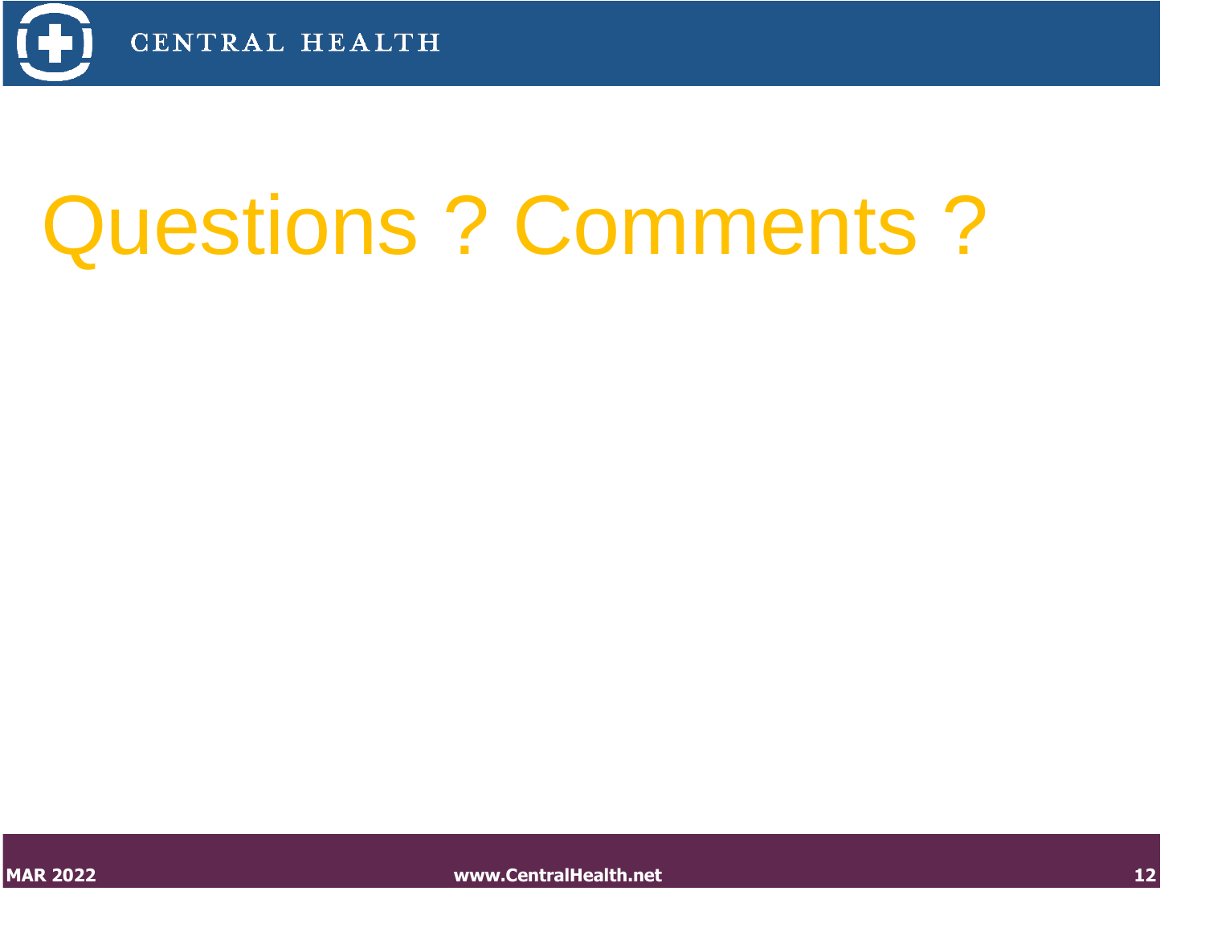# Questions ? Comments ?